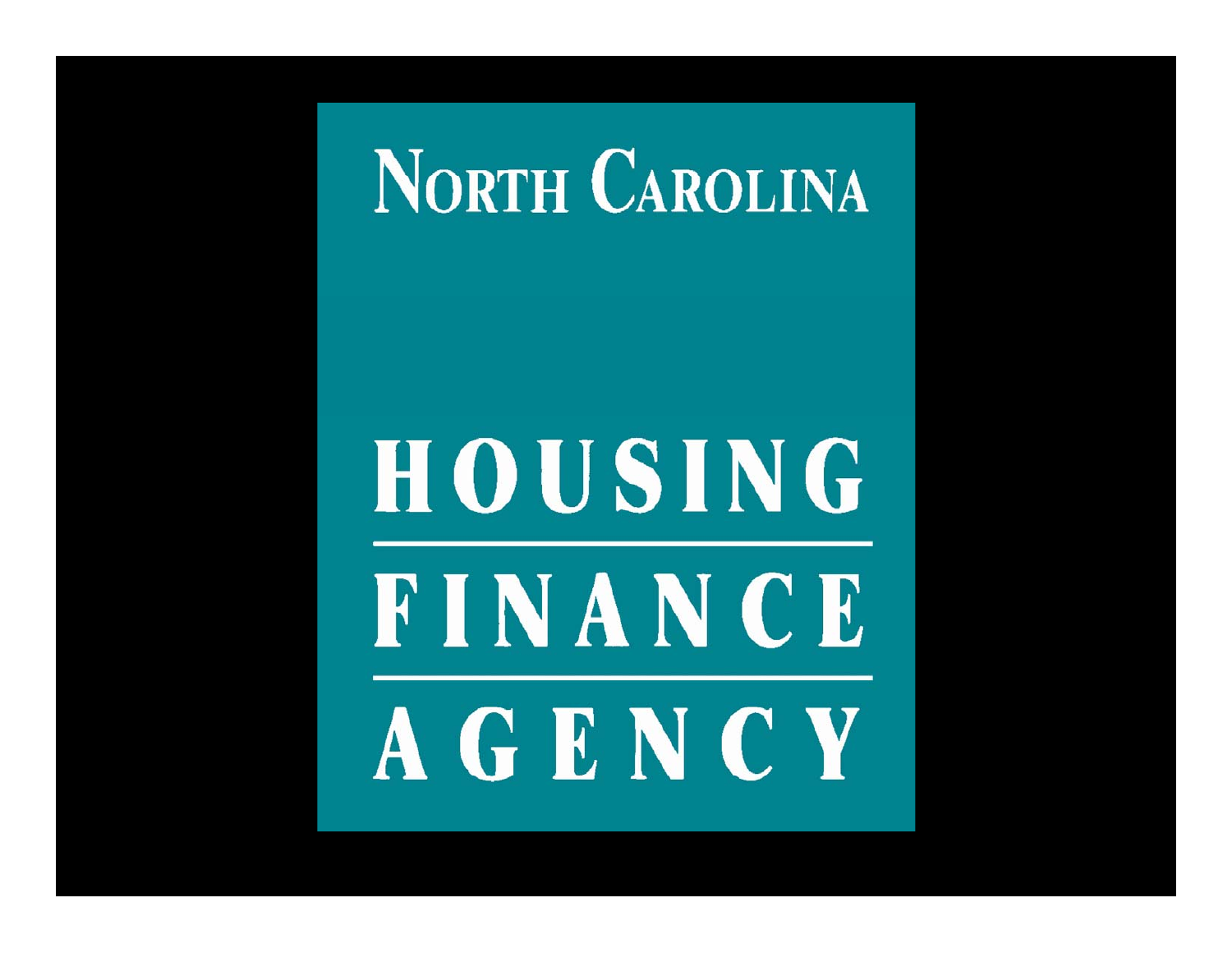# North Carolina

# HOUSING FINANCE AGENCY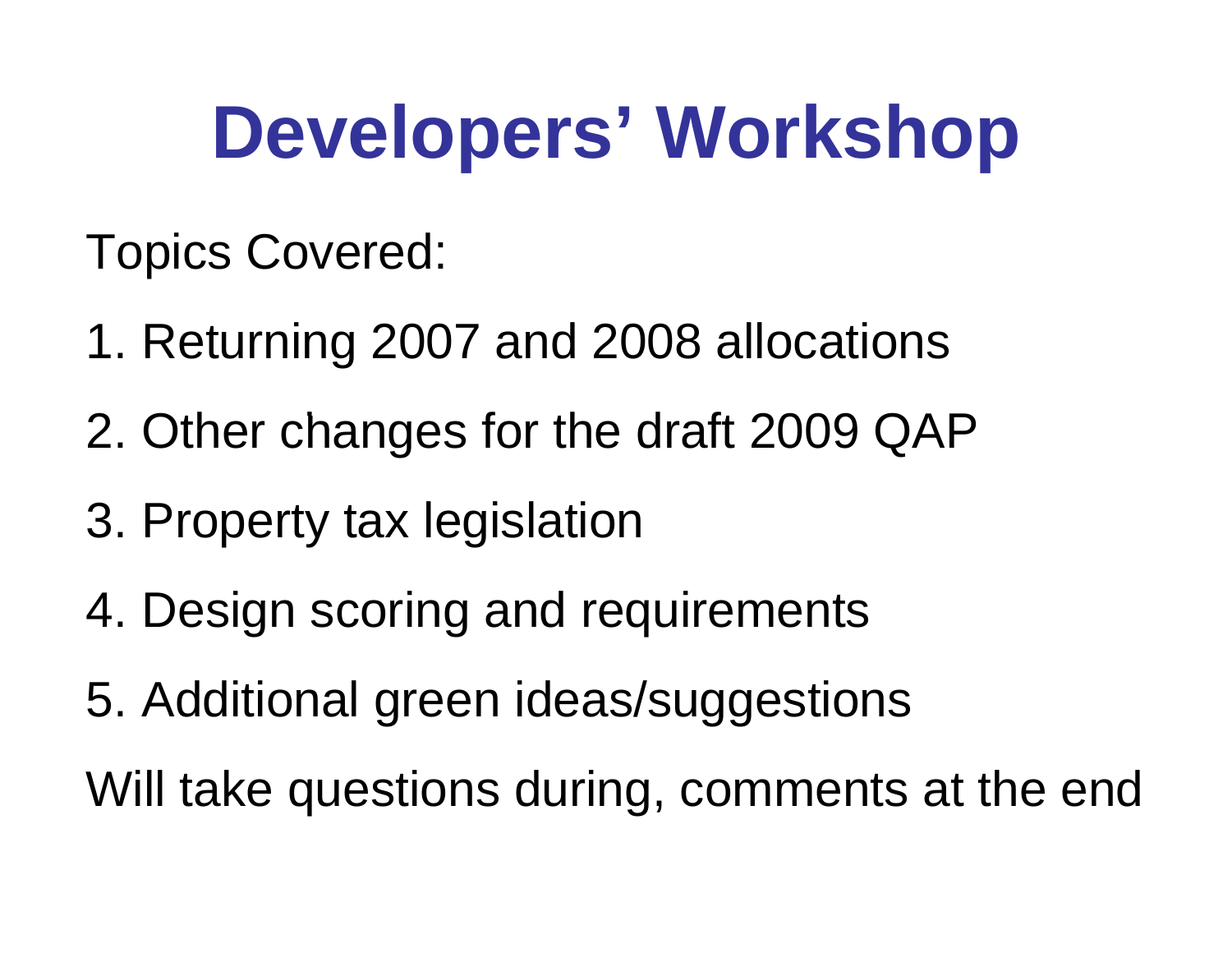# Developers' Workshop

Topics Covered:

1. Returning 2007 and 2008 allocations
2. Other changes for the draft 2009 QAP
3. Property tax legislation
4. Design scoring and requirements
5. Additional green ideas/suggestions

Will take questions during, comments at the end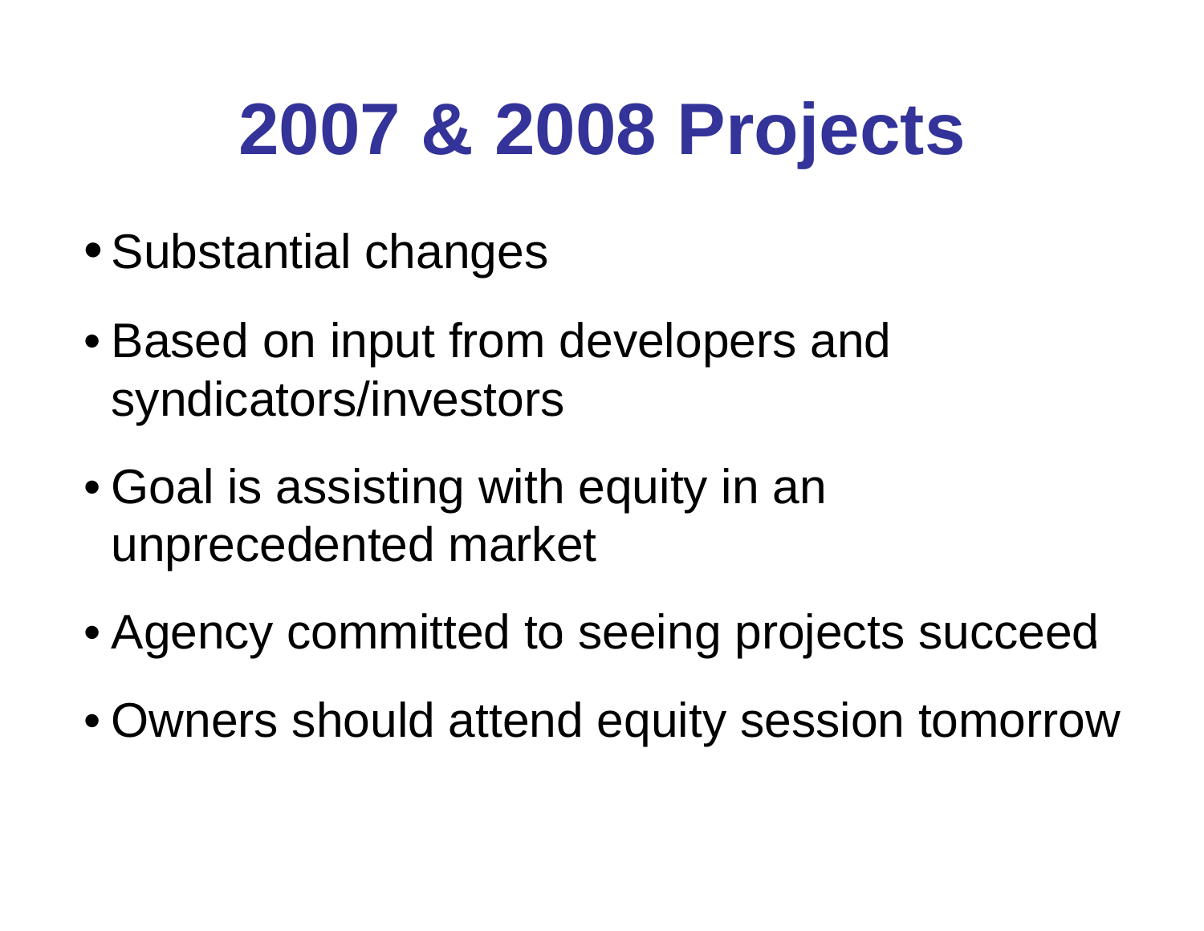# 2007 & 2008 Projects

- Substantial changes
- Based on input from developers and syndicators/investors
- Goal is assisting with equity in an unprecedented market
- Agency committed to seeing projects succeed
- Owners should attend equity session tomorrow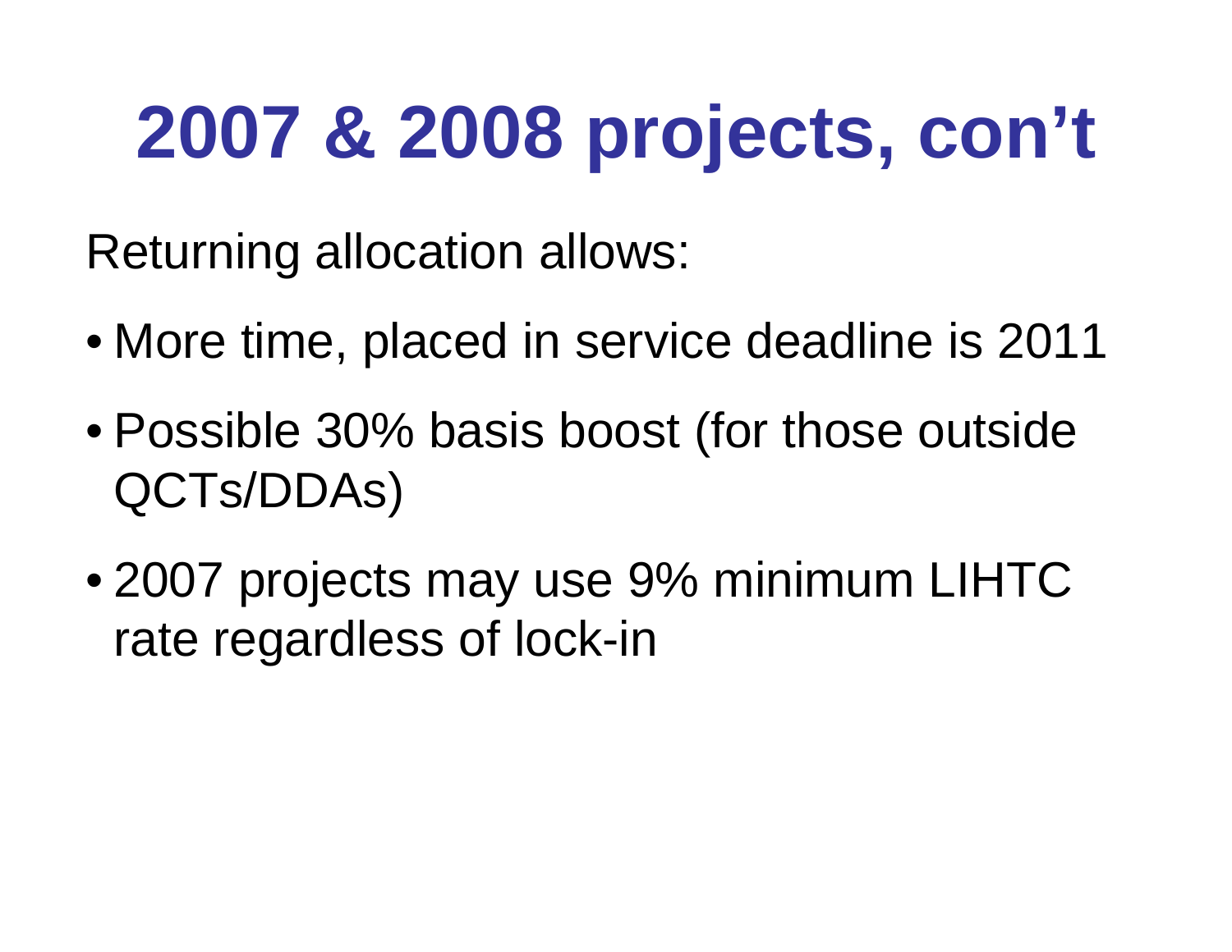# 2007 & 2008 projects, con't

Returning allocation allows:

- More time, placed in service deadline is 2011
- Possible 30% basis boost (for those outside QCTs/DDAs)
- 2007 projects may use 9% minimum LIHTC rate regardless of lock-in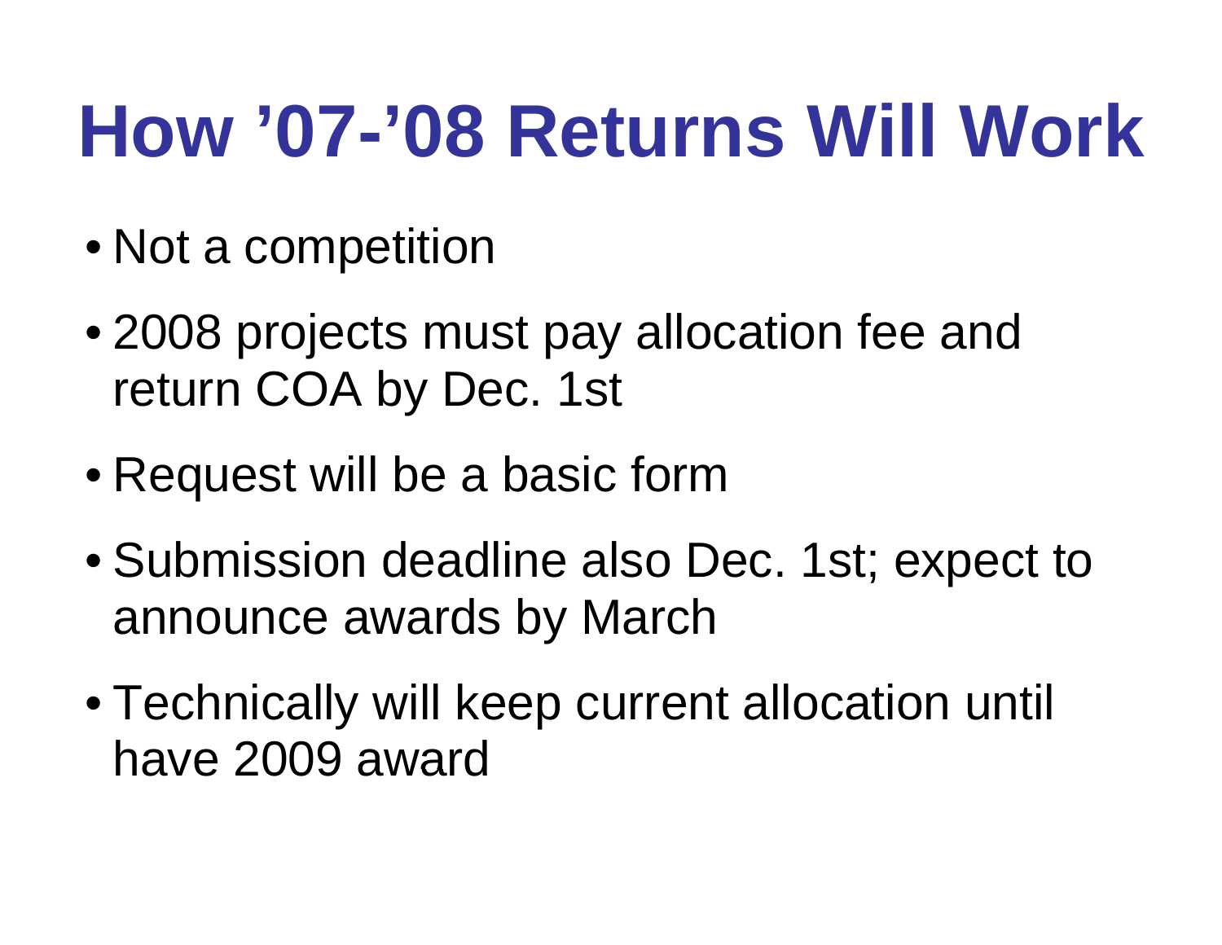# How ’07-’08 Returns Will Work

- Not a competition
- 2008 projects must pay allocation fee and return COA by Dec. 1st
- Request will be a basic form
- Submission deadline also Dec. 1st; expect to announce awards by March
- Technically will keep current allocation until have 2009 award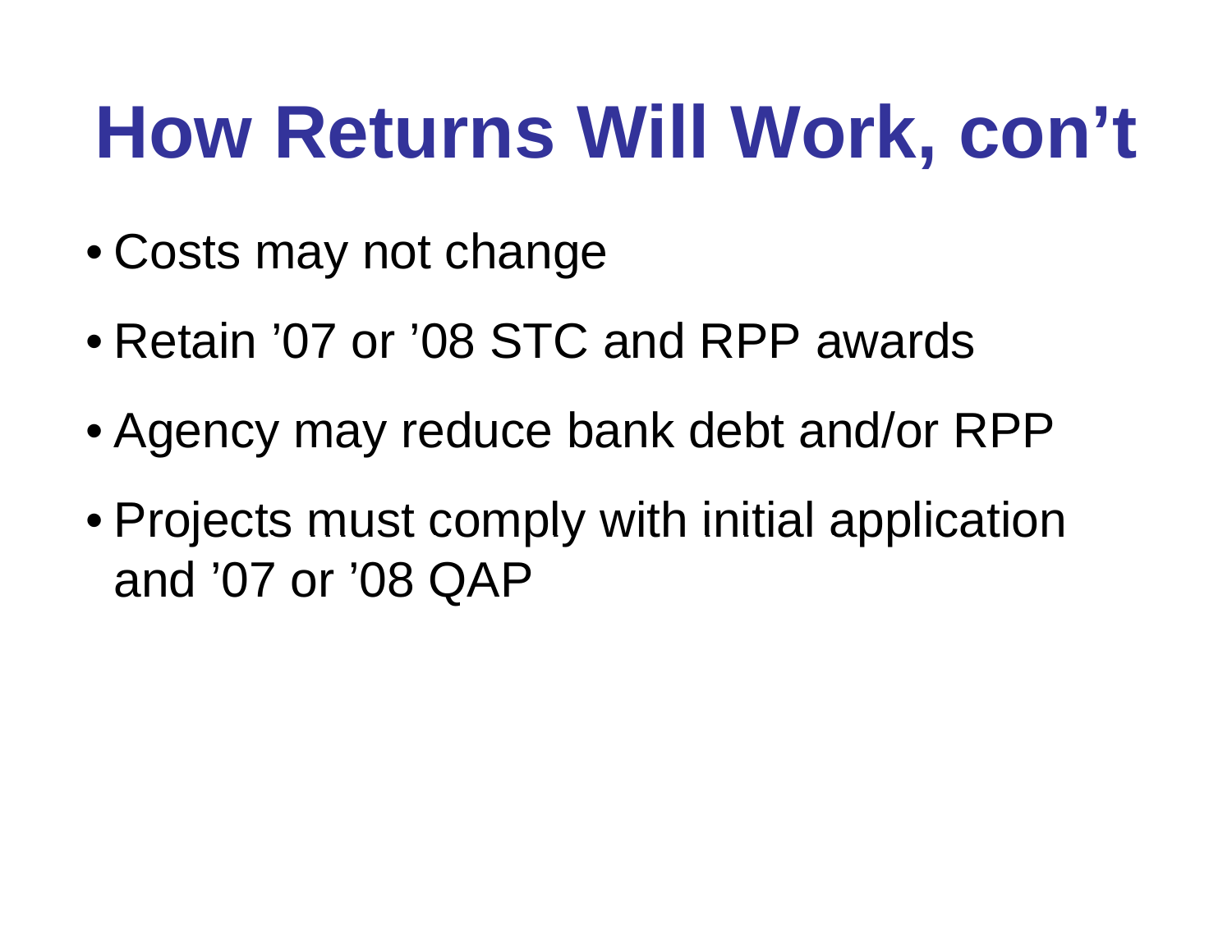# How Returns Will Work, con’t

- Costs may not change
- Retain ’07 or ’08 STC and RPP awards
- Agency may reduce bank debt and/or RPP
- Projects must comply with initial application and ’07 or ’08 QAP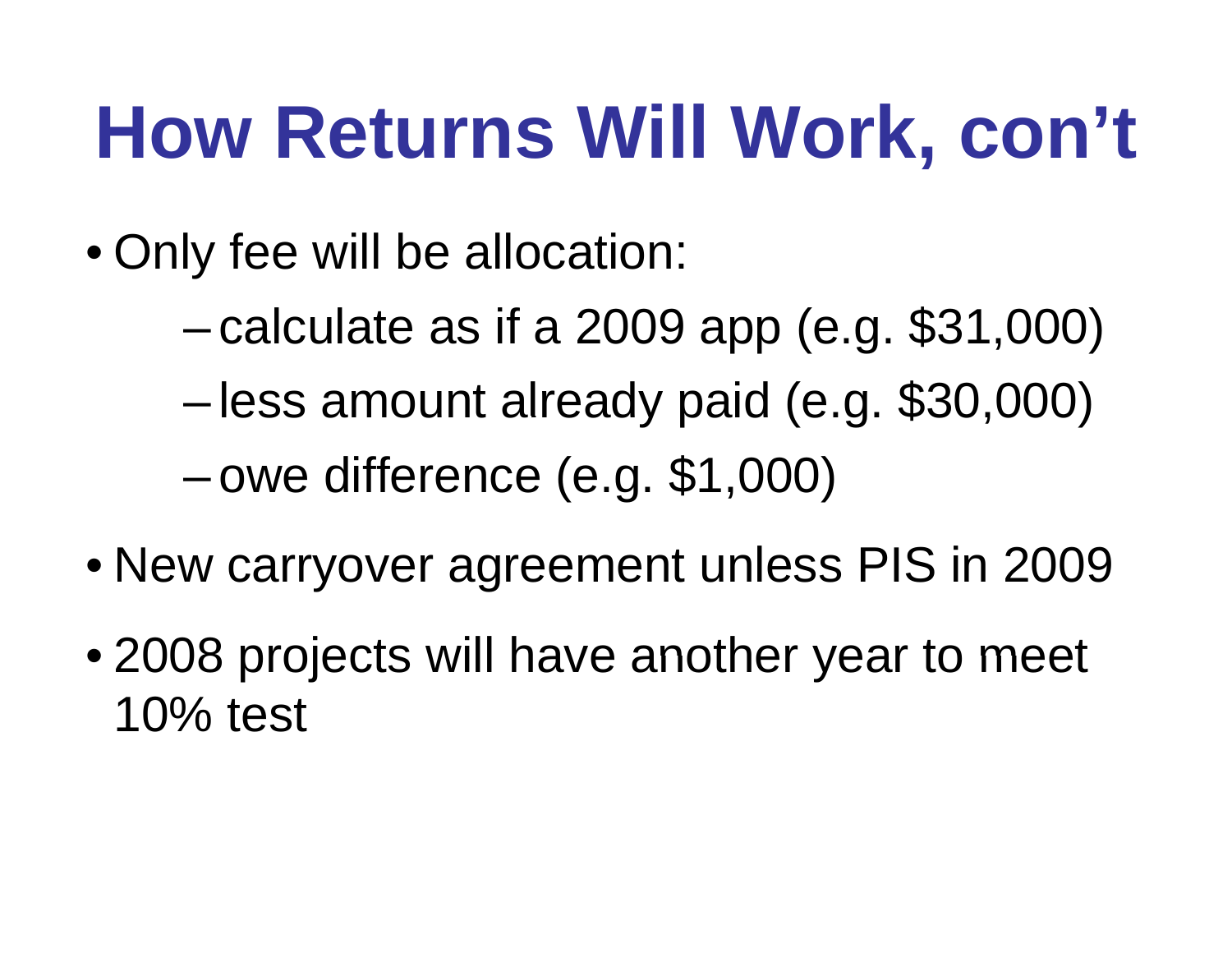# How Returns Will Work, con’t

- Only fee will be allocation:
  - calculate as if a 2009 app (e.g. $31,000)
  - less amount already paid (e.g. $30,000)
  - owe difference (e.g. $1,000)
- New carryover agreement unless PIS in 2009
- 2008 projects will have another year to meet 10% test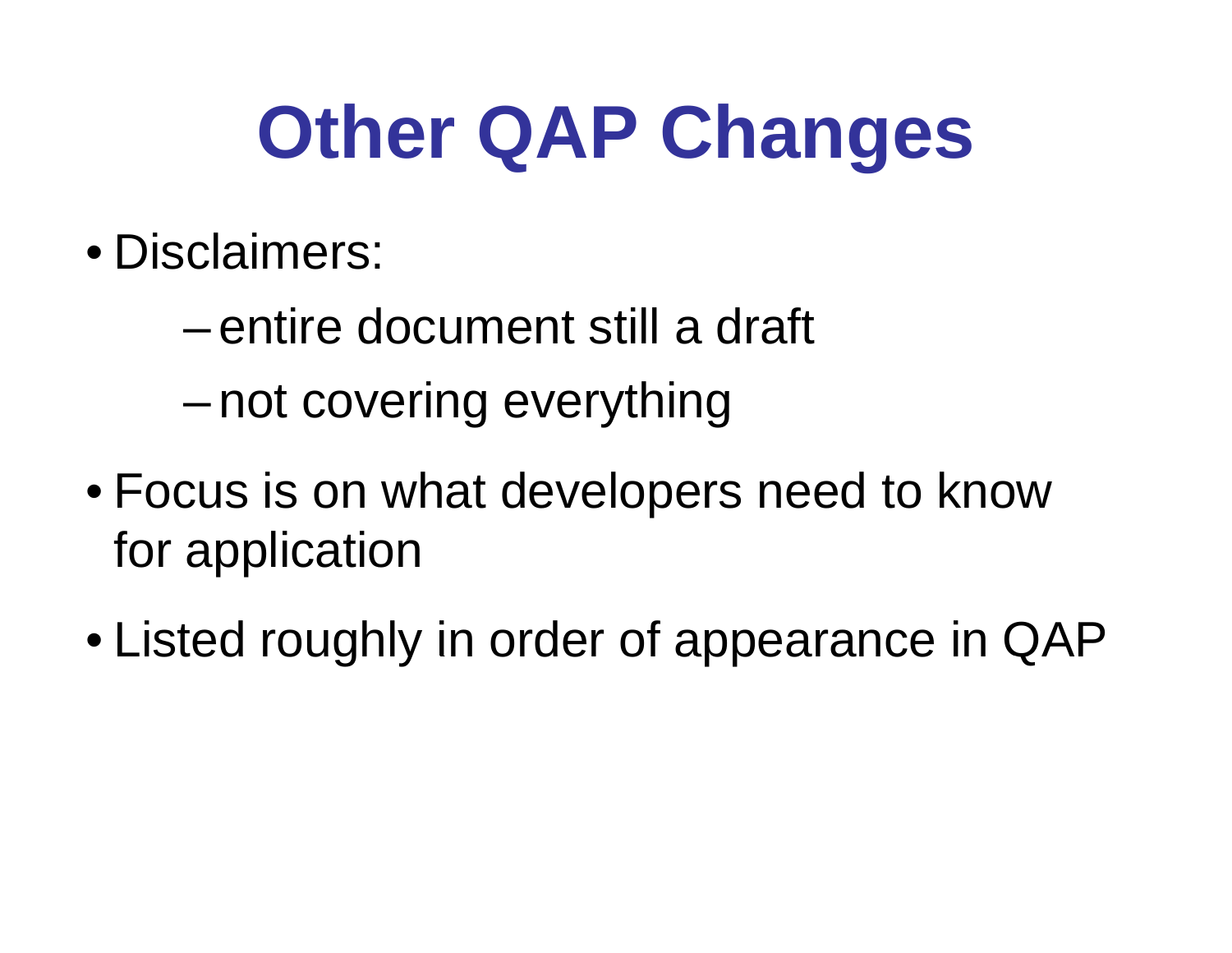# Other QAP Changes

- Disclaimers:
  - entire document still a draft
  - not covering everything
- Focus is on what developers need to know for application
- Listed roughly in order of appearance in QAP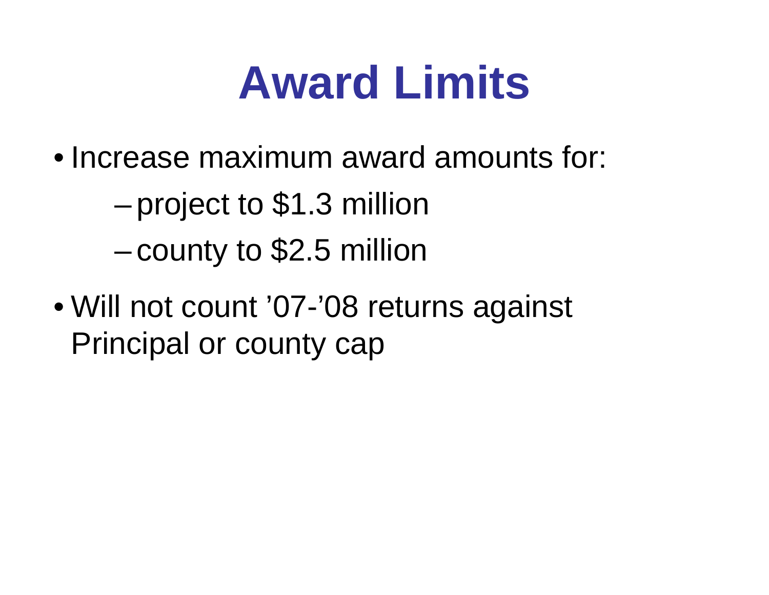# Award Limits

- Increase maximum award amounts for:
  - project to $1.3 million
  - county to $2.5 million
- Will not count ’07-’08 returns against Principal or county cap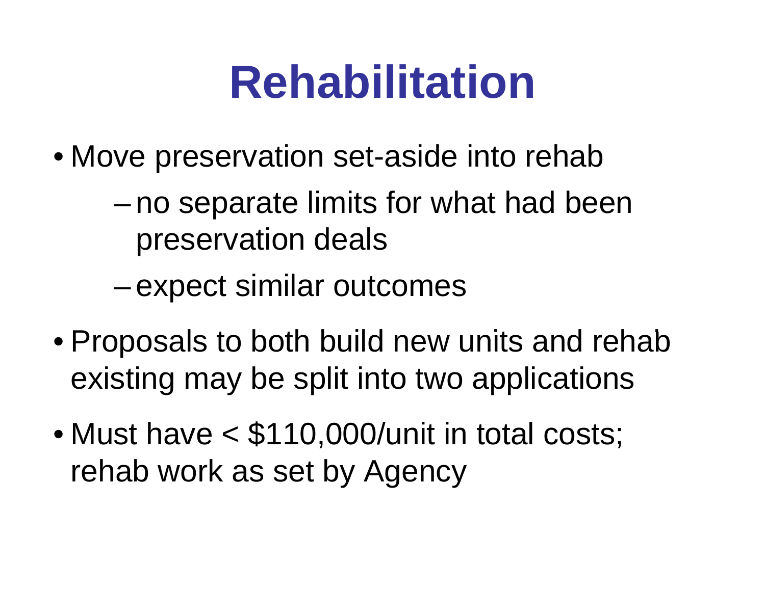# Rehabilitation

- Move preservation set-aside into rehab
  - no separate limits for what had been preservation deals
  - expect similar outcomes
- Proposals to both build new units and rehab existing may be split into two applications
- Must have < $110,000/unit in total costs; rehab work as set by Agency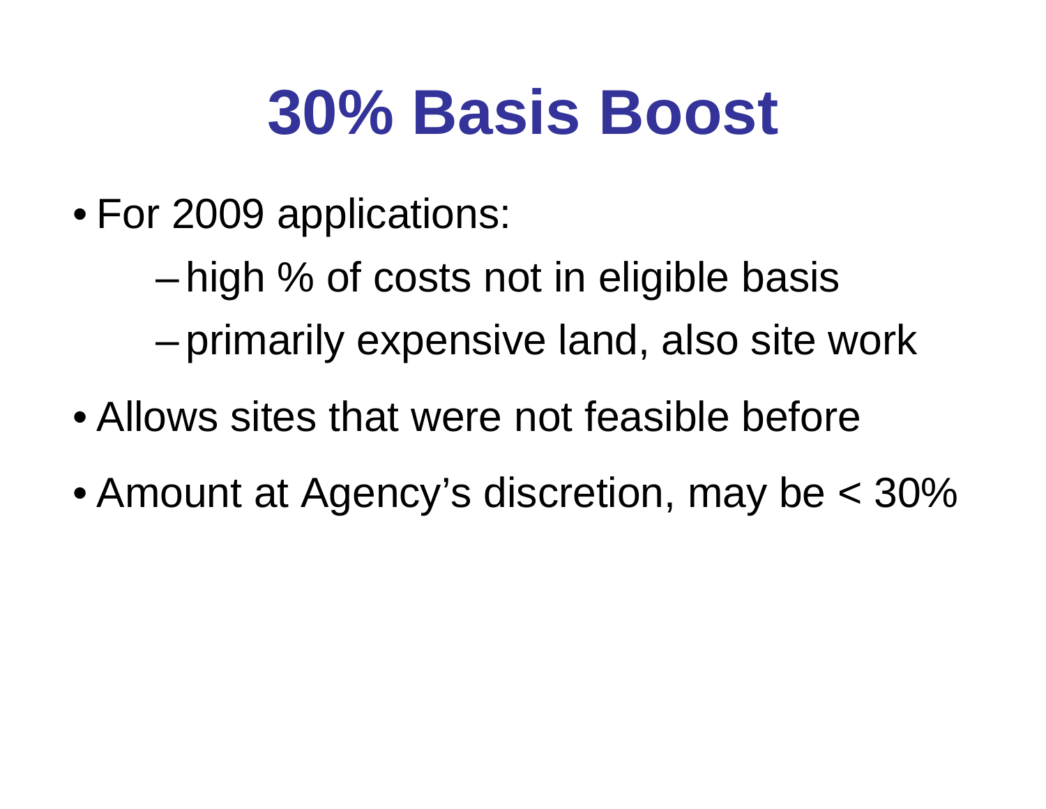# 30% Basis Boost

- For 2009 applications:
  - high % of costs not in eligible basis
  - primarily expensive land, also site work
- Allows sites that were not feasible before
- Amount at Agency's discretion, may be < 30%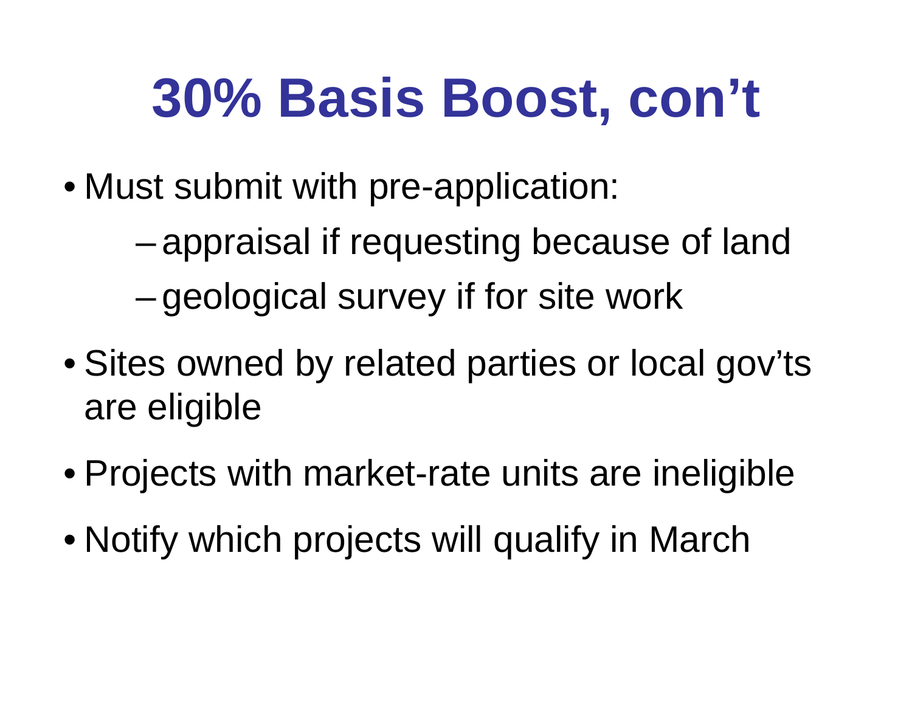# 30% Basis Boost, con’t

- Must submit with pre-application:
  - appraisal if requesting because of land
  - geological survey if for site work
- Sites owned by related parties or local gov’ts are eligible
- Projects with market-rate units are ineligible
- Notify which projects will qualify in March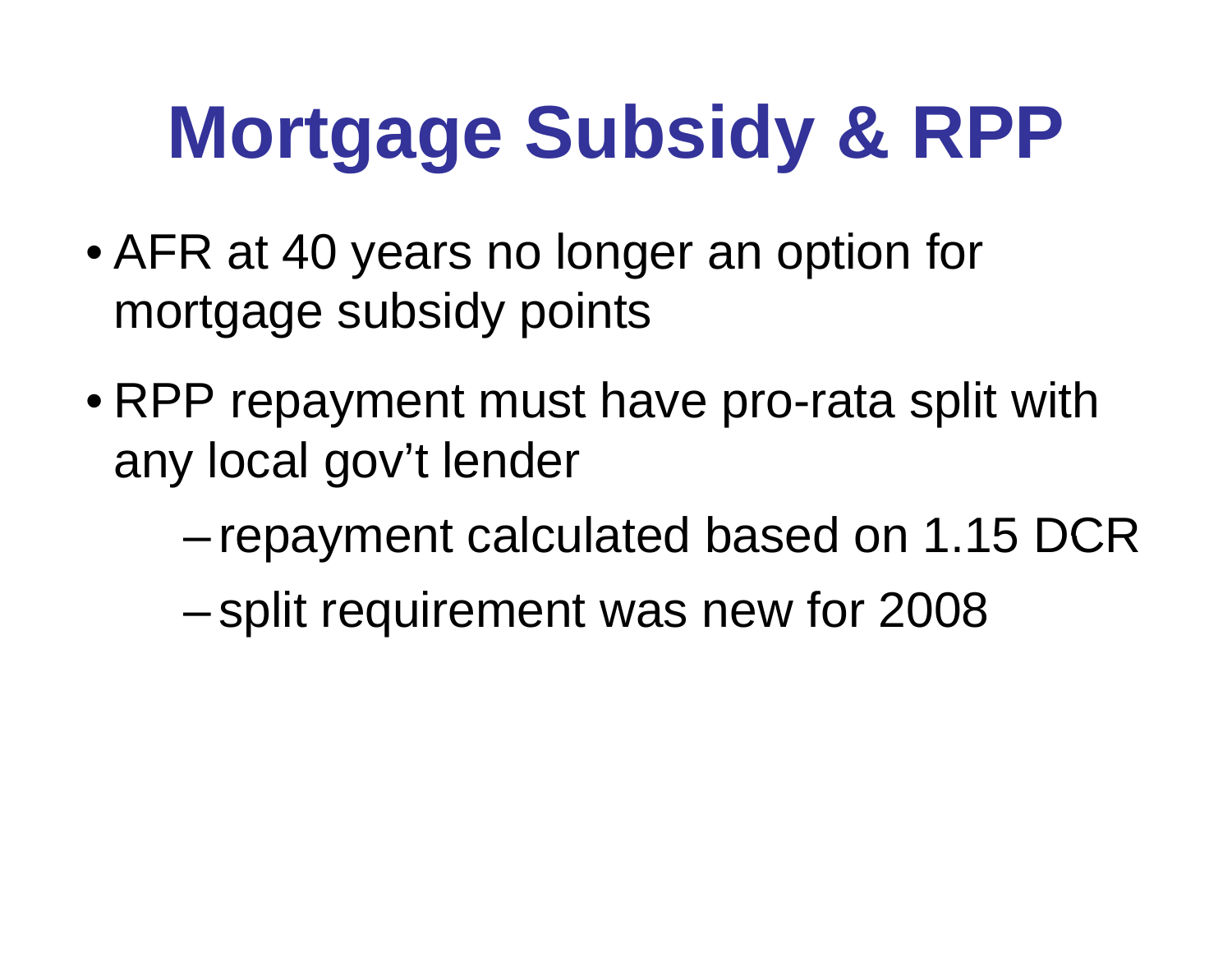# Mortgage Subsidy & RPP

- AFR at 40 years no longer an option for mortgage subsidy points
- RPP repayment must have pro-rata split with any local gov't lender
  - repayment calculated based on 1.15 DCR
  - split requirement was new for 2008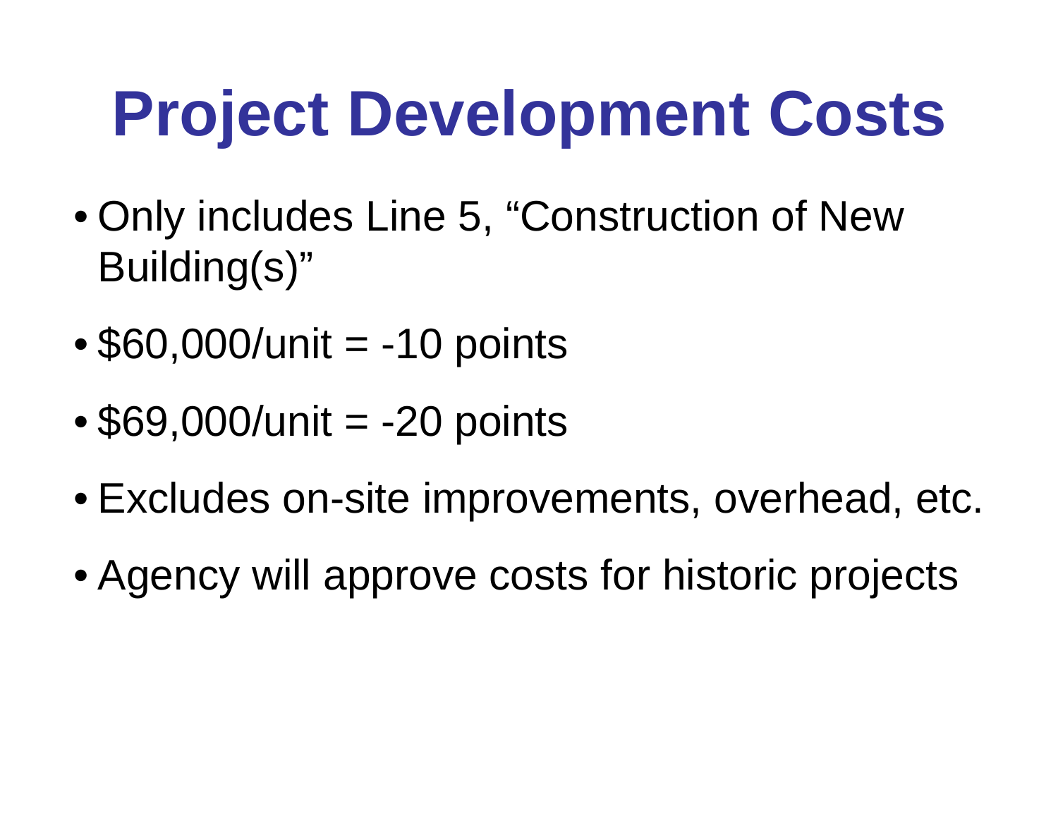# Project Development Costs

- Only includes Line 5, "Construction of New Building(s)"
- $60,000/unit = -10 points
- $69,000/unit = -20 points
- Excludes on-site improvements, overhead, etc.
- Agency will approve costs for historic projects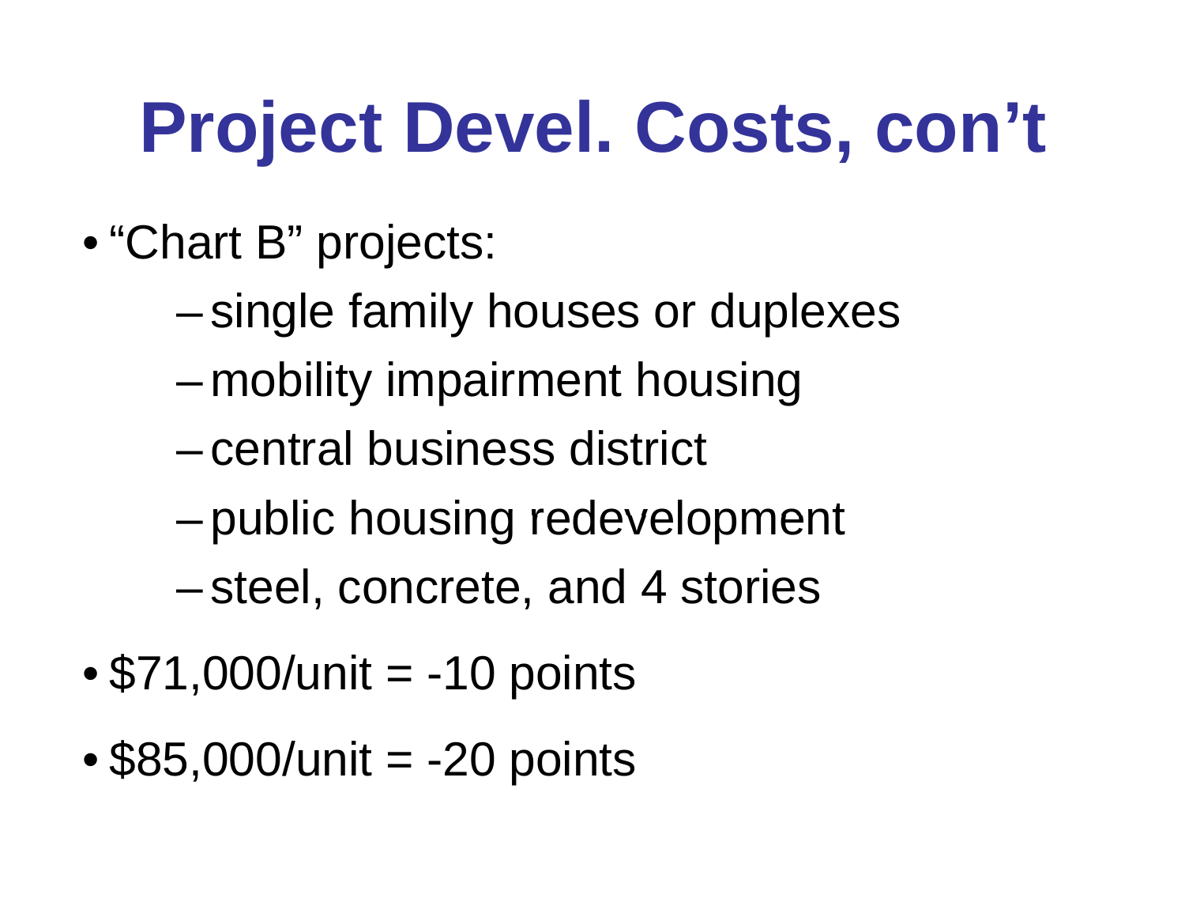# Project Devel. Costs, con't

- "Chart B" projects:
  - single family houses or duplexes
  - mobility impairment housing
  - central business district
  - public housing redevelopment
  - steel, concrete, and 4 stories
- $71,000/unit = -10 points
- $85,000/unit = -20 points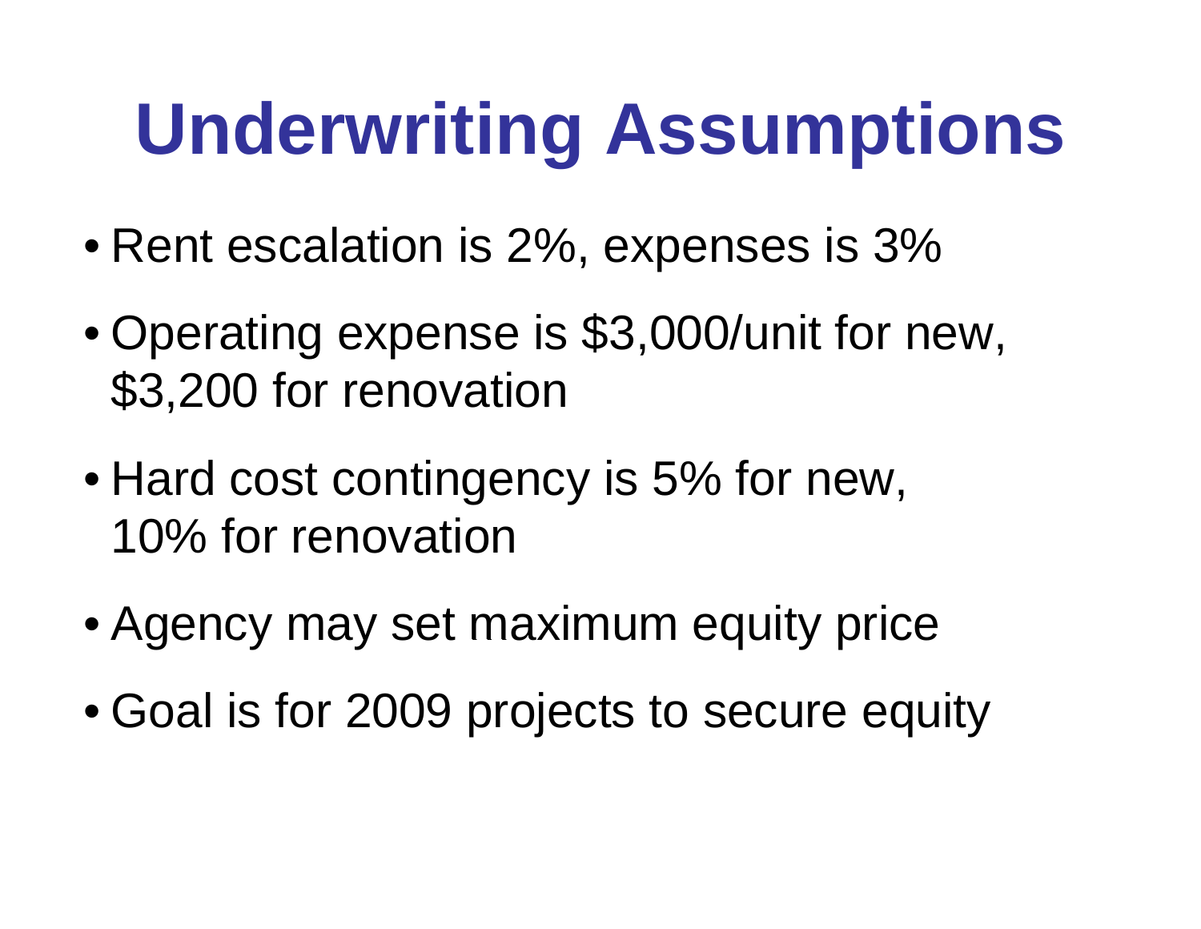# Underwriting Assumptions

- Rent escalation is 2%, expenses is 3%
- Operating expense is $3,000/unit for new, $3,200 for renovation
- Hard cost contingency is 5% for new, 10% for renovation
- Agency may set maximum equity price
- Goal is for 2009 projects to secure equity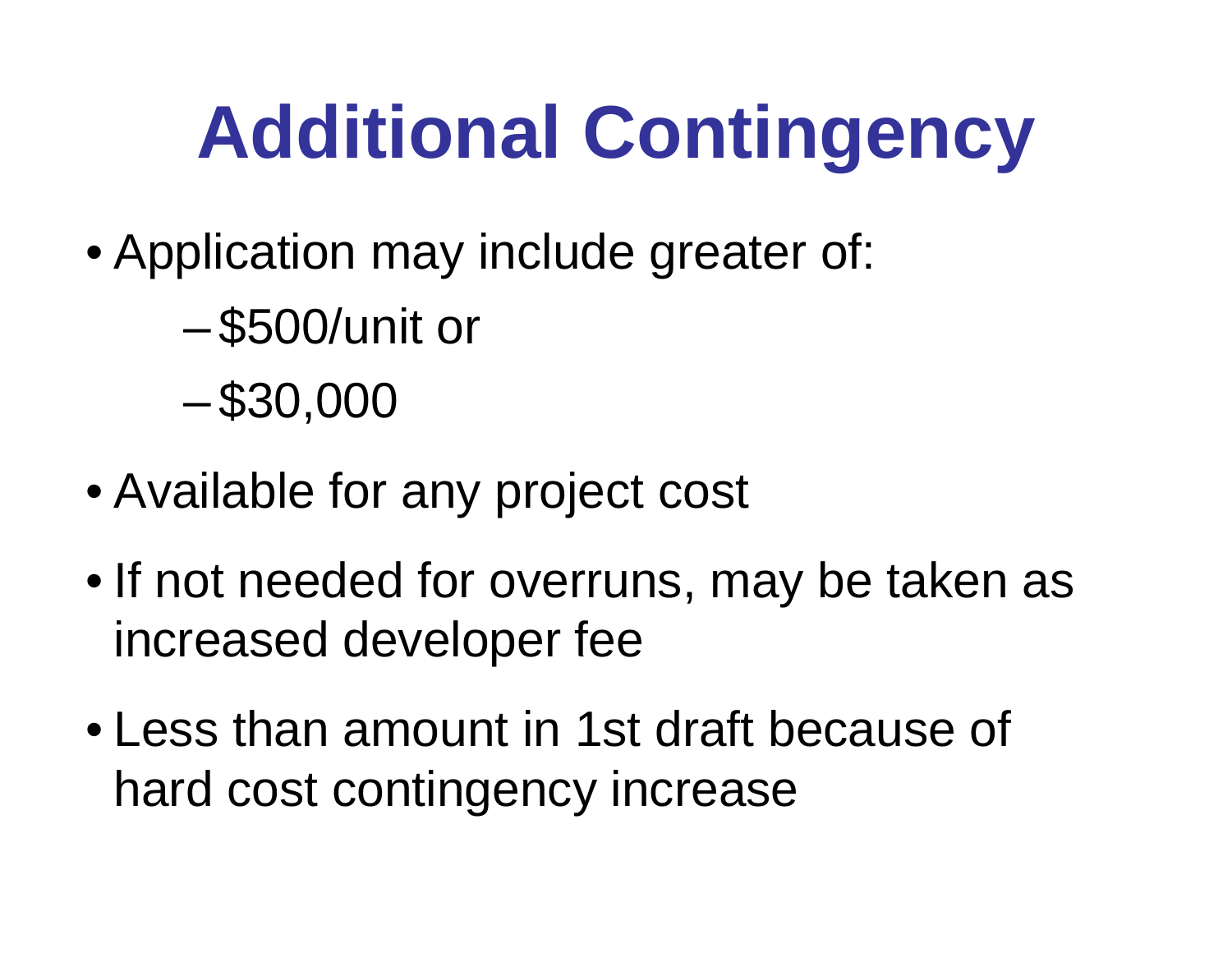# Additional Contingency

- Application may include greater of:
  - $500/unit or
  - $30,000
- Available for any project cost
- If not needed for overruns, may be taken as increased developer fee
- Less than amount in 1st draft because of hard cost contingency increase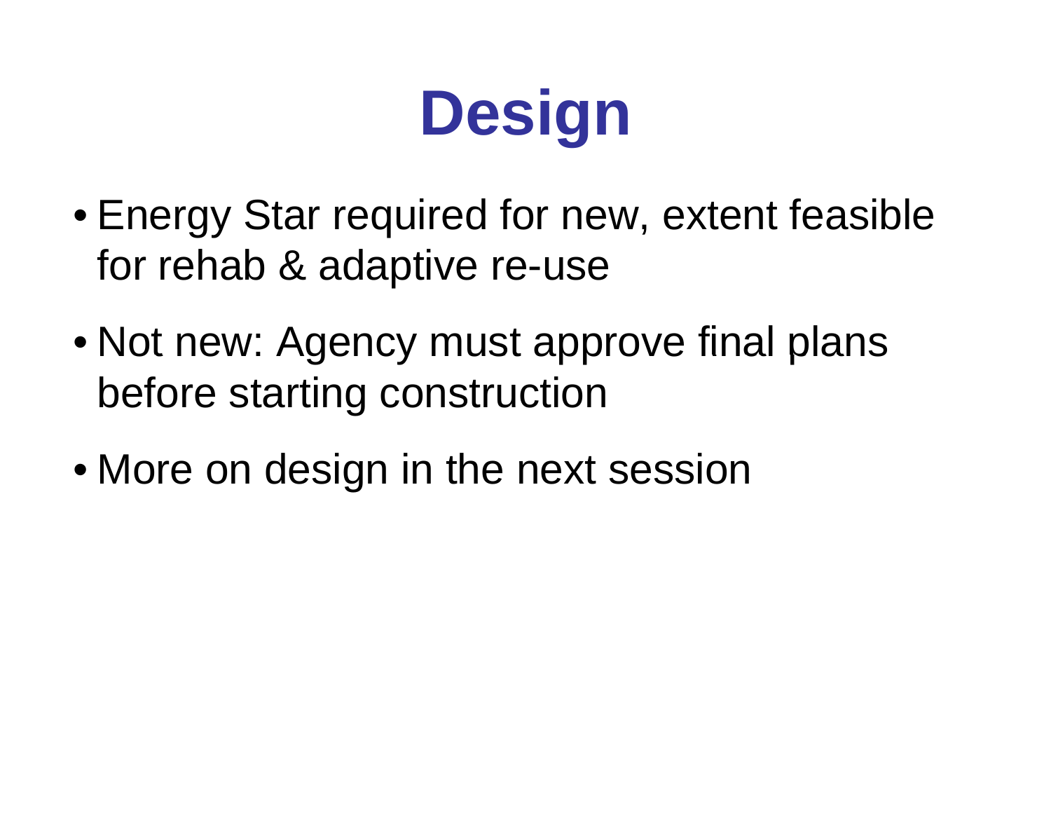# Design

- Energy Star required for new, extent feasible for rehab & adaptive re-use
- Not new: Agency must approve final plans before starting construction
- More on design in the next session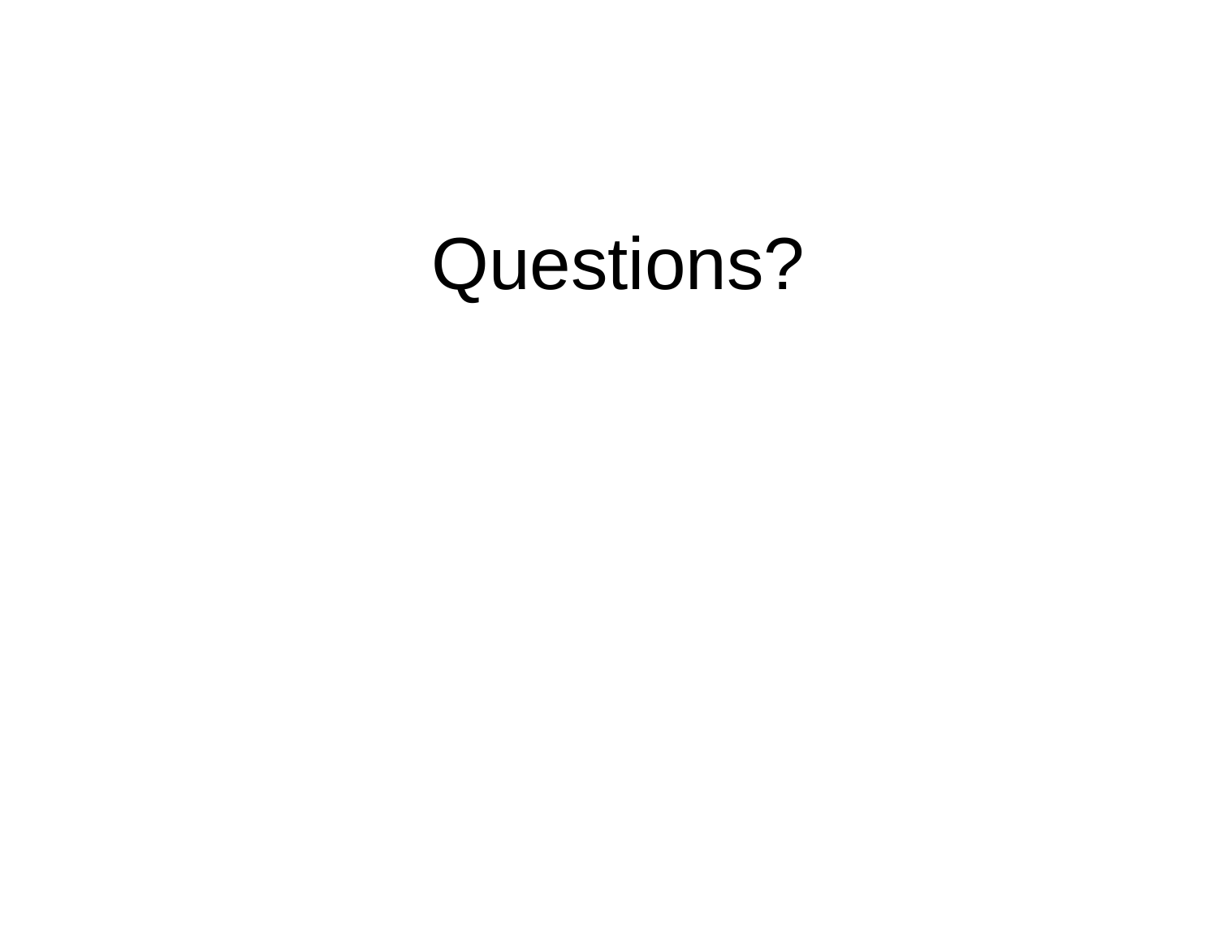# Questions?